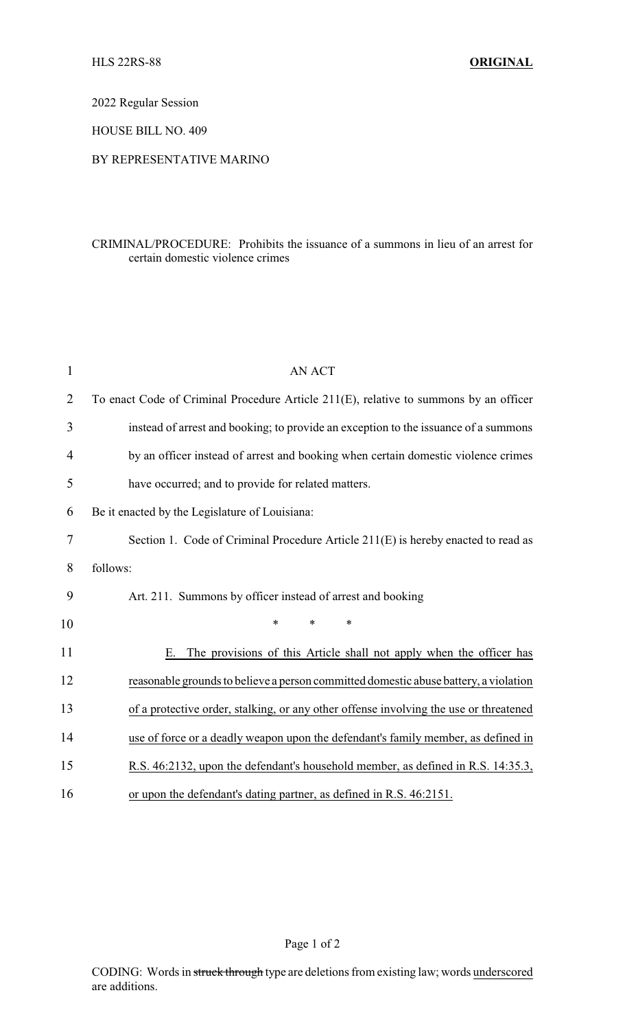HLS 22RS-88 **ORIGINAL**

2022 Regular Session

HOUSE BILL NO. 409

BY REPRESENTATIVE MARINO

CRIMINAL/PROCEDURE: Prohibits the issuance of a summons in lieu of an arrest for certain domestic violence crimes

AN ACT

To enact Code of Criminal Procedure Article 211(E), relative to summons by an officer instead of arrest and booking; to provide an exception to the issuance of a summons by an officer instead of arrest and booking when certain domestic violence crimes have occurred; and to provide for related matters.

Be it enacted by the Legislature of Louisiana:

Section 1. Code of Criminal Procedure Article 211(E) is hereby enacted to read as follows:

Art. 211. Summons by officer instead of arrest and booking

\* \* \*

<u>E. The provisions of this Article shall not apply when the officer has reasonable grounds to believe a person committed domestic abuse battery, a violation of a protective order, stalking, or any other offense involving the use or threatened use of force or a deadly weapon upon the defendant's family member, as defined in R.S. 46:2132, upon the defendant's household member, as defined in R.S. 14:35.3, or upon the defendant's dating partner, as defined in R.S. 46:2151.</u>

CODING: Words in ~~struck through~~ type are deletions from existing law; words <u>underscored</u> are additions.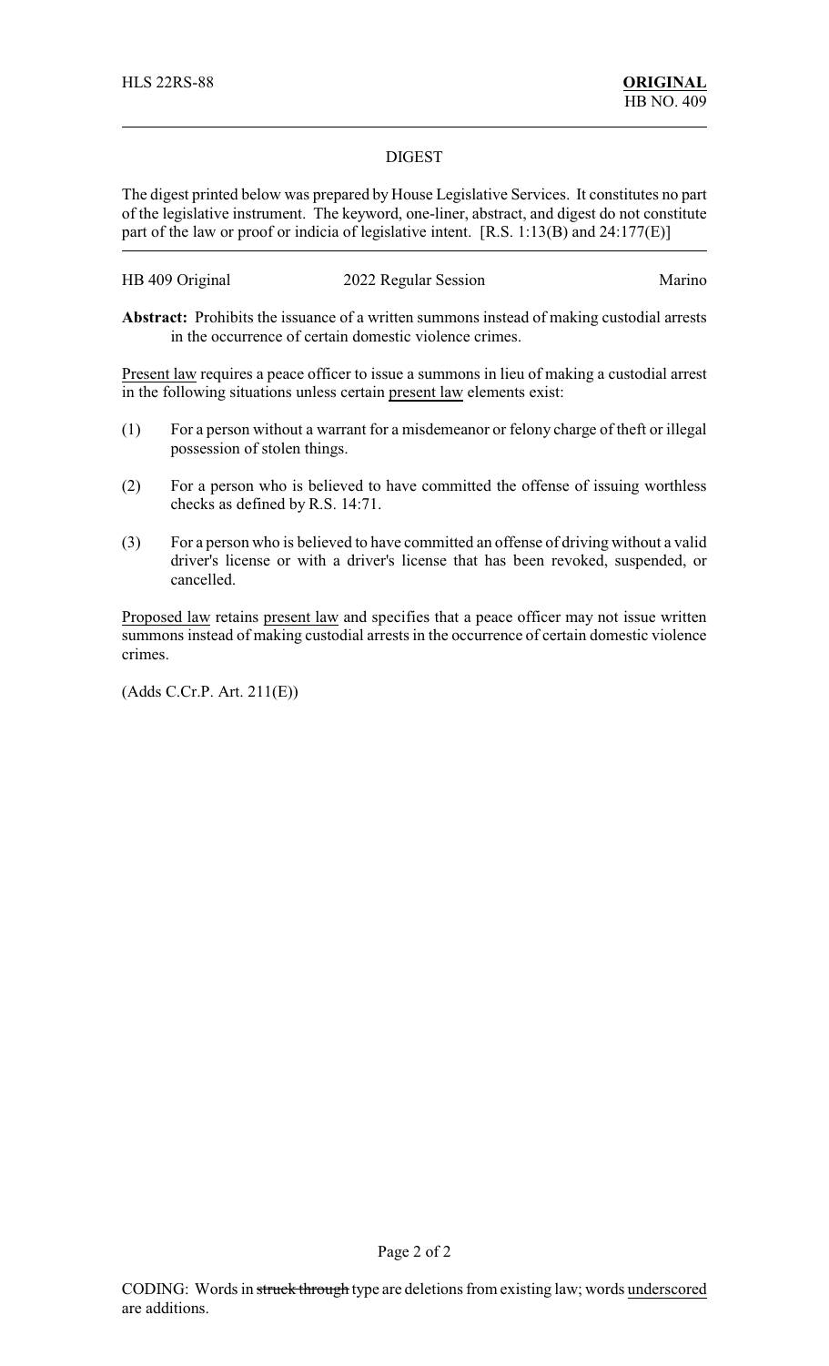HLS 22RS-88 **ORIGINAL**
HB NO. 409

DIGEST

The digest printed below was prepared by House Legislative Services. It constitutes no part of the legislative instrument. The keyword, one-liner, abstract, and digest do not constitute part of the law or proof or indicia of legislative intent. [R.S. 1:13(B) and 24:177(E)]

HB 409 Original 2022 Regular Session Marino

**Abstract:** Prohibits the issuance of a written summons instead of making custodial arrests in the occurrence of certain domestic violence crimes.

Present law requires a peace officer to issue a summons in lieu of making a custodial arrest in the following situations unless certain present law elements exist:

(1) For a person without a warrant for a misdemeanor or felony charge of theft or illegal possession of stolen things.

(2) For a person who is believed to have committed the offense of issuing worthless checks as defined by R.S. 14:71.

(3) For a person who is believed to have committed an offense of driving without a valid driver's license or with a driver's license that has been revoked, suspended, or cancelled.

Proposed law retains present law and specifies that a peace officer may not issue written summons instead of making custodial arrests in the occurrence of certain domestic violence crimes.

(Adds C.Cr.P. Art. 211(E))

CODING: Words in ~~struck through~~ type are deletions from existing law; words underscored are additions.